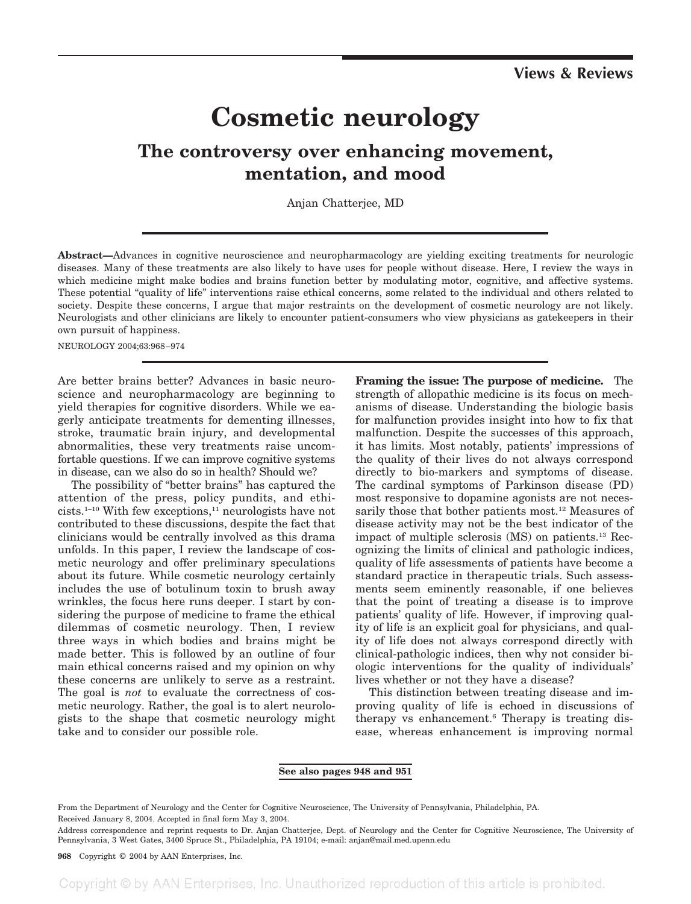Views & Reviews

# Cosmetic neurology

## The controversy over enhancing movement, mentation, and mood

Anjan Chatterjee, MD

**Abstract—**Advances in cognitive neuroscience and neuropharmacology are yielding exciting treatments for neurologic diseases. Many of these treatments are also likely to have uses for people without disease. Here, I review the ways in which medicine might make bodies and brains function better by modulating motor, cognitive, and affective systems. These potential "quality of life" interventions raise ethical concerns, some related to the individual and others related to society. Despite these concerns, I argue that major restraints on the development of cosmetic neurology are not likely. Neurologists and other clinicians are likely to encounter patient-consumers who view physicians as gatekeepers in their own pursuit of happiness.

NEUROLOGY 2004;63:968–974

Are better brains better? Advances in basic neuroscience and neuropharmacology are beginning to yield therapies for cognitive disorders. While we eagerly anticipate treatments for dementing illnesses, stroke, traumatic brain injury, and developmental abnormalities, these very treatments raise uncomfortable questions. If we can improve cognitive systems in disease, can we also do so in health? Should we?

The possibility of "better brains" has captured the attention of the press, policy pundits, and ethicists.[1–10] With few exceptions,[11] neurologists have not contributed to these discussions, despite the fact that clinicians would be centrally involved as this drama unfolds. In this paper, I review the landscape of cosmetic neurology and offer preliminary speculations about its future. While cosmetic neurology certainly includes the use of botulinum toxin to brush away wrinkles, the focus here runs deeper. I start by considering the purpose of medicine to frame the ethical dilemmas of cosmetic neurology. Then, I review three ways in which bodies and brains might be made better. This is followed by an outline of four main ethical concerns raised and my opinion on why these concerns are unlikely to serve as a restraint. The goal is *not* to evaluate the correctness of cosmetic neurology. Rather, the goal is to alert neurologists to the shape that cosmetic neurology might take and to consider our possible role.

**Framing the issue: The purpose of medicine.** The strength of allopathic medicine is its focus on mechanisms of disease. Understanding the biologic basis for malfunction provides insight into how to fix that malfunction. Despite the successes of this approach, it has limits. Most notably, patients' impressions of the quality of their lives do not always correspond directly to bio-markers and symptoms of disease. The cardinal symptoms of Parkinson disease (PD) most responsive to dopamine agonists are not necessarily those that bother patients most.[12] Measures of disease activity may not be the best indicator of the impact of multiple sclerosis (MS) on patients.[13] Recognizing the limits of clinical and pathologic indices, quality of life assessments of patients have become a standard practice in therapeutic trials. Such assessments seem eminently reasonable, if one believes that the point of treating a disease is to improve patients' quality of life. However, if improving quality of life is an explicit goal for physicians, and quality of life does not always correspond directly with clinical-pathologic indices, then why not consider biologic interventions for the quality of individuals' lives whether or not they have a disease?

This distinction between treating disease and improving quality of life is echoed in discussions of therapy vs enhancement.[6] Therapy is treating disease, whereas enhancement is improving normal

**See also pages 948 and 951**

From the Department of Neurology and the Center for Cognitive Neuroscience, The University of Pennsylvania, Philadelphia, PA.

Received January 8, 2004. Accepted in final form May 3, 2004.

Address correspondence and reprint requests to Dr. Anjan Chatterjee, Dept. of Neurology and the Center for Cognitive Neuroscience, The University of Pennsylvania, 3 West Gates, 3400 Spruce St., Philadelphia, PA 19104; e-mail: anjan@mail.med.upenn.edu

Copyright © 2004 by AAN Enterprises, Inc.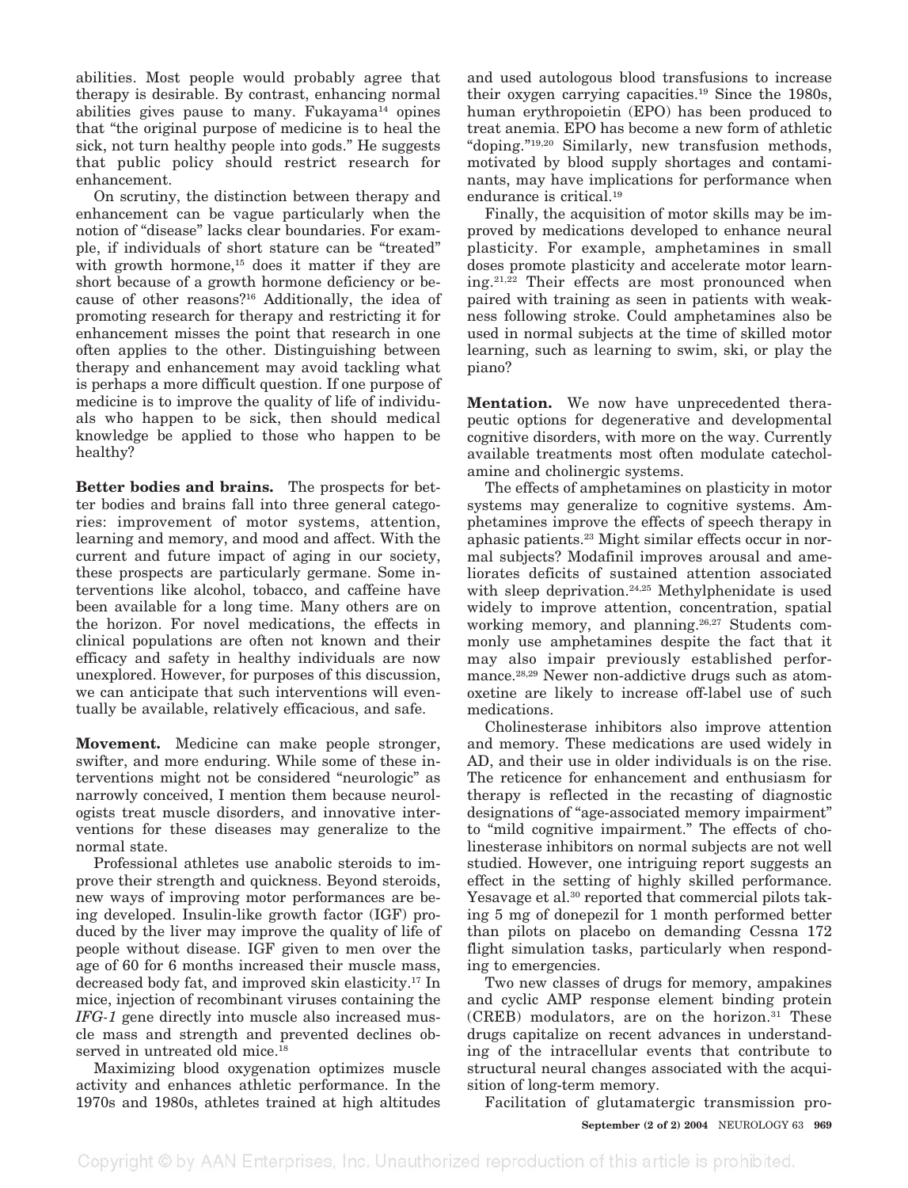abilities. Most people would probably agree that therapy is desirable. By contrast, enhancing normal abilities gives pause to many. Fukayama[14] opines that "the original purpose of medicine is to heal the sick, not turn healthy people into gods." He suggests that public policy should restrict research for enhancement.

On scrutiny, the distinction between therapy and enhancement can be vague particularly when the notion of "disease" lacks clear boundaries. For example, if individuals of short stature can be "treated" with growth hormone,[15] does it matter if they are short because of a growth hormone deficiency or because of other reasons?[16] Additionally, the idea of promoting research for therapy and restricting it for enhancement misses the point that research in one often applies to the other. Distinguishing between therapy and enhancement may avoid tackling what is perhaps a more difficult question. If one purpose of medicine is to improve the quality of life of individuals who happen to be sick, then should medical knowledge be applied to those who happen to be healthy?

**Better bodies and brains.** The prospects for better bodies and brains fall into three general categories: improvement of motor systems, attention, learning and memory, and mood and affect. With the current and future impact of aging in our society, these prospects are particularly germane. Some interventions like alcohol, tobacco, and caffeine have been available for a long time. Many others are on the horizon. For novel medications, the effects in clinical populations are often not known and their efficacy and safety in healthy individuals are now unexplored. However, for purposes of this discussion, we can anticipate that such interventions will eventually be available, relatively efficacious, and safe.

**Movement.** Medicine can make people stronger, swifter, and more enduring. While some of these interventions might not be considered "neurologic" as narrowly conceived, I mention them because neurologists treat muscle disorders, and innovative interventions for these diseases may generalize to the normal state.

Professional athletes use anabolic steroids to improve their strength and quickness. Beyond steroids, new ways of improving motor performances are being developed. Insulin-like growth factor (IGF) produced by the liver may improve the quality of life of people without disease. IGF given to men over the age of 60 for 6 months increased their muscle mass, decreased body fat, and improved skin elasticity.[17] In mice, injection of recombinant viruses containing the *IFG-1* gene directly into muscle also increased muscle mass and strength and prevented declines observed in untreated old mice.[18]

Maximizing blood oxygenation optimizes muscle activity and enhances athletic performance. In the 1970s and 1980s, athletes trained at high altitudes and used autologous blood transfusions to increase their oxygen carrying capacities.[19] Since the 1980s, human erythropoietin (EPO) has been produced to treat anemia. EPO has become a new form of athletic "doping."[19,20] Similarly, new transfusion methods, motivated by blood supply shortages and contaminants, may have implications for performance when endurance is critical.[19]

Finally, the acquisition of motor skills may be improved by medications developed to enhance neural plasticity. For example, amphetamines in small doses promote plasticity and accelerate motor learning.[21,22] Their effects are most pronounced when paired with training as seen in patients with weakness following stroke. Could amphetamines also be used in normal subjects at the time of skilled motor learning, such as learning to swim, ski, or play the piano?

**Mentation.** We now have unprecedented therapeutic options for degenerative and developmental cognitive disorders, with more on the way. Currently available treatments most often modulate catecholamine and cholinergic systems.

The effects of amphetamines on plasticity in motor systems may generalize to cognitive systems. Amphetamines improve the effects of speech therapy in aphasic patients.[23] Might similar effects occur in normal subjects? Modafinil improves arousal and ameliorates deficits of sustained attention associated with sleep deprivation.[24,25] Methylphenidate is used widely to improve attention, concentration, spatial working memory, and planning.[26,27] Students commonly use amphetamines despite the fact that it may also impair previously established performance.[28,29] Newer non-addictive drugs such as atomoxetine are likely to increase off-label use of such medications.

Cholinesterase inhibitors also improve attention and memory. These medications are used widely in AD, and their use in older individuals is on the rise. The reticence for enhancement and enthusiasm for therapy is reflected in the recasting of diagnostic designations of "age-associated memory impairment" to "mild cognitive impairment." The effects of cholinesterase inhibitors on normal subjects are not well studied. However, one intriguing report suggests an effect in the setting of highly skilled performance. Yesavage et al.[30] reported that commercial pilots taking 5 mg of donepezil for 1 month performed better than pilots on placebo on demanding Cessna 172 flight simulation tasks, particularly when responding to emergencies.

Two new classes of drugs for memory, ampakines and cyclic AMP response element binding protein (CREB) modulators, are on the horizon.[31] These drugs capitalize on recent advances in understanding of the intracellular events that contribute to structural neural changes associated with the acquisition of long-term memory.

Facilitation of glutamatergic transmission pro-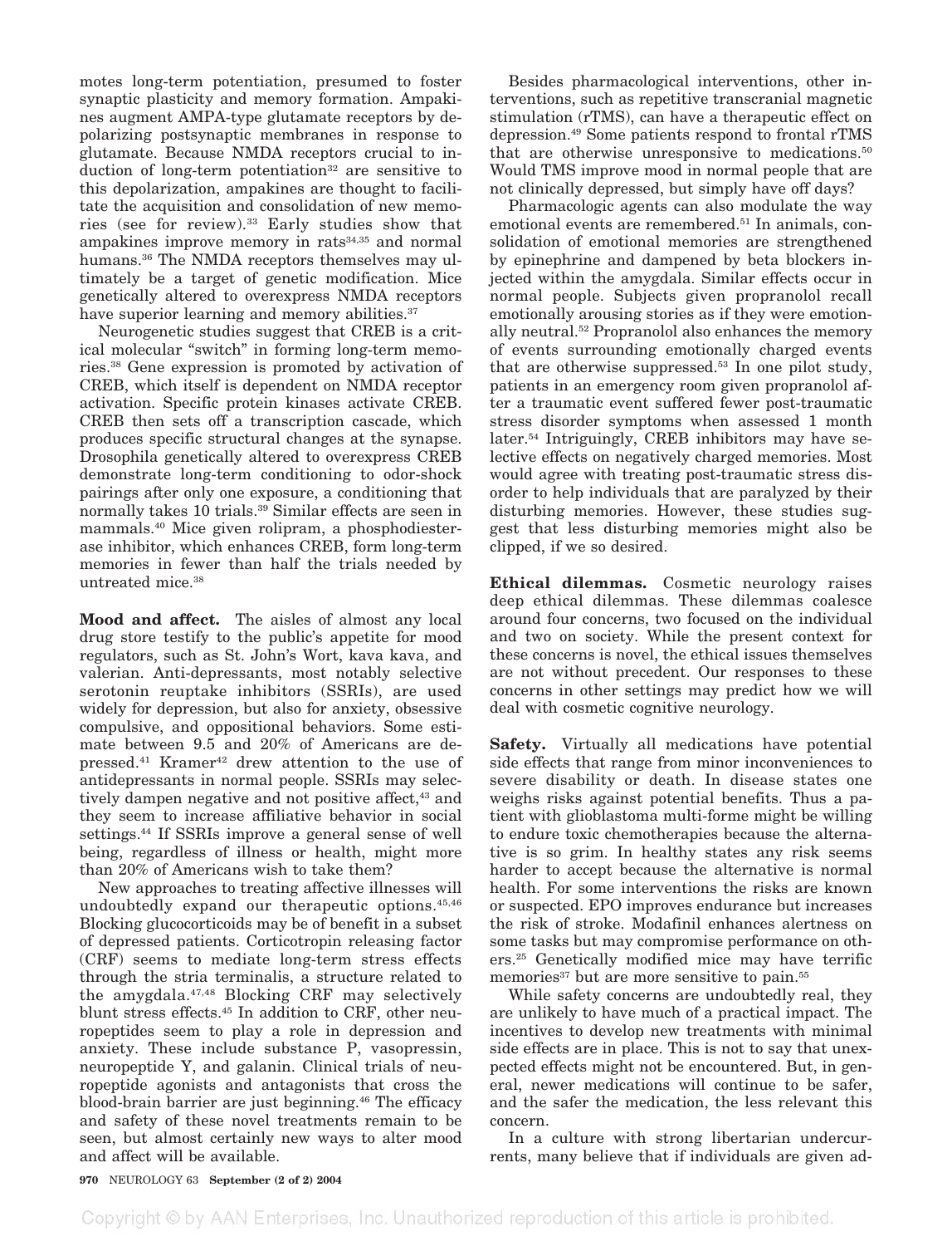motes long-term potentiation, presumed to foster synaptic plasticity and memory formation. Ampakines augment AMPA-type glutamate receptors by depolarizing postsynaptic membranes in response to glutamate. Because NMDA receptors crucial to induction of long-term potentiation[32] are sensitive to this depolarization, ampakines are thought to facilitate the acquisition and consolidation of new memories (see for review).[33] Early studies show that ampakines improve memory in rats[34,35] and normal humans.[36] The NMDA receptors themselves may ultimately be a target of genetic modification. Mice genetically altered to overexpress NMDA receptors have superior learning and memory abilities.[37]

Neurogenetic studies suggest that CREB is a critical molecular "switch" in forming long-term memories.[38] Gene expression is promoted by activation of CREB, which itself is dependent on NMDA receptor activation. Specific protein kinases activate CREB. CREB then sets off a transcription cascade, which produces specific structural changes at the synapse. Drosophila genetically altered to overexpress CREB demonstrate long-term conditioning to odor-shock pairings after only one exposure, a conditioning that normally takes 10 trials.[39] Similar effects are seen in mammals.[40] Mice given rolipram, a phosphodiesterase inhibitor, which enhances CREB, form long-term memories in fewer than half the trials needed by untreated mice.[38]

**Mood and affect.** The aisles of almost any local drug store testify to the public's appetite for mood regulators, such as St. John's Wort, kava kava, and valerian. Anti-depressants, most notably selective serotonin reuptake inhibitors (SSRIs), are used widely for depression, but also for anxiety, obsessive compulsive, and oppositional behaviors. Some estimate between 9.5 and 20% of Americans are depressed.[41] Kramer[42] drew attention to the use of antidepressants in normal people. SSRIs may selectively dampen negative and not positive affect,[43] and they seem to increase affiliative behavior in social settings.[44] If SSRIs improve a general sense of well being, regardless of illness or health, might more than 20% of Americans wish to take them?

New approaches to treating affective illnesses will undoubtedly expand our therapeutic options.[45,46] Blocking glucocorticoids may be of benefit in a subset of depressed patients. Corticotropin releasing factor (CRF) seems to mediate long-term stress effects through the stria terminalis, a structure related to the amygdala.[47,48] Blocking CRF may selectively blunt stress effects.[45] In addition to CRF, other neuropeptides seem to play a role in depression and anxiety. These include substance P, vasopressin, neuropeptide Y, and galanin. Clinical trials of neuropeptide agonists and antagonists that cross the blood-brain barrier are just beginning.[46] The efficacy and safety of these novel treatments remain to be seen, but almost certainly new ways to alter mood and affect will be available.

Besides pharmacological interventions, other interventions, such as repetitive transcranial magnetic stimulation (rTMS), can have a therapeutic effect on depression.[49] Some patients respond to frontal rTMS that are otherwise unresponsive to medications.[50] Would TMS improve mood in normal people that are not clinically depressed, but simply have off days?

Pharmacologic agents can also modulate the way emotional events are remembered.[51] In animals, consolidation of emotional memories are strengthened by epinephrine and dampened by beta blockers injected within the amygdala. Similar effects occur in normal people. Subjects given propranolol recall emotionally arousing stories as if they were emotionally neutral.[52] Propranolol also enhances the memory of events surrounding emotionally charged events that are otherwise suppressed.[53] In one pilot study, patients in an emergency room given propranolol after a traumatic event suffered fewer post-traumatic stress disorder symptoms when assessed 1 month later.[54] Intriguingly, CREB inhibitors may have selective effects on negatively charged memories. Most would agree with treating post-traumatic stress disorder to help individuals that are paralyzed by their disturbing memories. However, these studies suggest that less disturbing memories might also be clipped, if we so desired.

**Ethical dilemmas.** Cosmetic neurology raises deep ethical dilemmas. These dilemmas coalesce around four concerns, two focused on the individual and two on society. While the present context for these concerns is novel, the ethical issues themselves are not without precedent. Our responses to these concerns in other settings may predict how we will deal with cosmetic cognitive neurology.

**Safety.** Virtually all medications have potential side effects that range from minor inconveniences to severe disability or death. In disease states one weighs risks against potential benefits. Thus a patient with glioblastoma multi-forme might be willing to endure toxic chemotherapies because the alternative is so grim. In healthy states any risk seems harder to accept because the alternative is normal health. For some interventions the risks are known or suspected. EPO improves endurance but increases the risk of stroke. Modafinil enhances alertness on some tasks but may compromise performance on others.[25] Genetically modified mice may have terrific memories[37] but are more sensitive to pain.[55]

While safety concerns are undoubtedly real, they are unlikely to have much of a practical impact. The incentives to develop new treatments with minimal side effects are in place. This is not to say that unexpected effects might not be encountered. But, in general, newer medications will continue to be safer, and the safer the medication, the less relevant this concern.

In a culture with strong libertarian undercurrents, many believe that if individuals are given ad-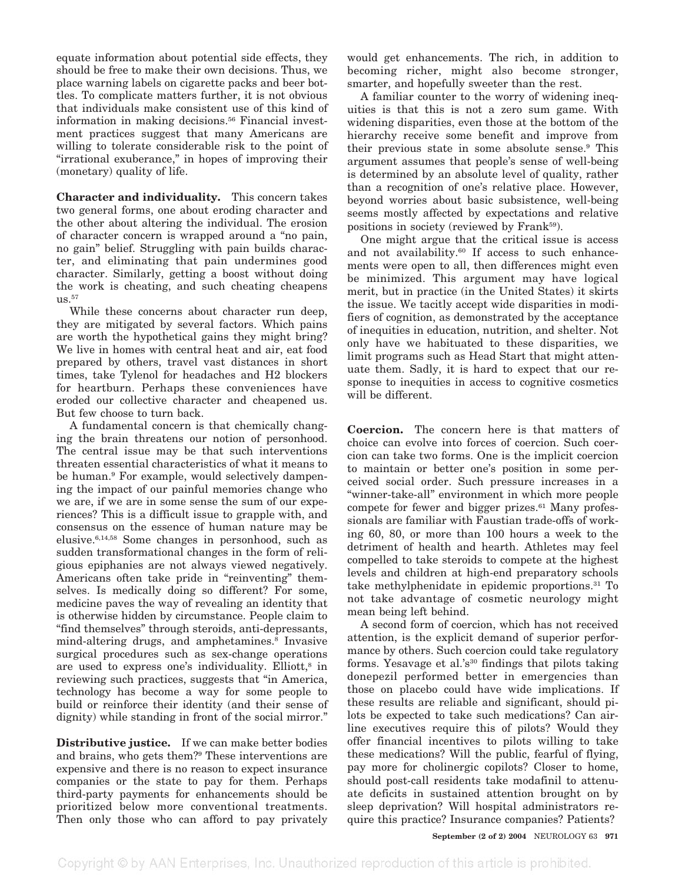equate information about potential side effects, they should be free to make their own decisions. Thus, we place warning labels on cigarette packs and beer bottles. To complicate matters further, it is not obvious that individuals make consistent use of this kind of information in making decisions.[56] Financial investment practices suggest that many Americans are willing to tolerate considerable risk to the point of "irrational exuberance," in hopes of improving their (monetary) quality of life.

**Character and individuality.** This concern takes two general forms, one about eroding character and the other about altering the individual. The erosion of character concern is wrapped around a "no pain, no gain" belief. Struggling with pain builds character, and eliminating that pain undermines good character. Similarly, getting a boost without doing the work is cheating, and such cheating cheapens us.[57]

While these concerns about character run deep, they are mitigated by several factors. Which pains are worth the hypothetical gains they might bring? We live in homes with central heat and air, eat food prepared by others, travel vast distances in short times, take Tylenol for headaches and H2 blockers for heartburn. Perhaps these conveniences have eroded our collective character and cheapened us. But few choose to turn back.

A fundamental concern is that chemically changing the brain threatens our notion of personhood. The central issue may be that such interventions threaten essential characteristics of what it means to be human.[9] For example, would selectively dampening the impact of our painful memories change who we are, if we are in some sense the sum of our experiences? This is a difficult issue to grapple with, and consensus on the essence of human nature may be elusive.[6,14,58] Some changes in personhood, such as sudden transformational changes in the form of religious epiphanies are not always viewed negatively. Americans often take pride in "reinventing" themselves. Is medically doing so different? For some, medicine paves the way of revealing an identity that is otherwise hidden by circumstance. People claim to "find themselves" through steroids, anti-depressants, mind-altering drugs, and amphetamines.[8] Invasive surgical procedures such as sex-change operations are used to express one's individuality. Elliott,[8] in reviewing such practices, suggests that "in America, technology has become a way for some people to build or reinforce their identity (and their sense of dignity) while standing in front of the social mirror."

**Distributive justice.** If we can make better bodies and brains, who gets them?[9] These interventions are expensive and there is no reason to expect insurance companies or the state to pay for them. Perhaps third-party payments for enhancements should be prioritized below more conventional treatments. Then only those who can afford to pay privately would get enhancements. The rich, in addition to becoming richer, might also become stronger, smarter, and hopefully sweeter than the rest.

A familiar counter to the worry of widening inequities is that this is not a zero sum game. With widening disparities, even those at the bottom of the hierarchy receive some benefit and improve from their previous state in some absolute sense.[9] This argument assumes that people's sense of well-being is determined by an absolute level of quality, rather than a recognition of one's relative place. However, beyond worries about basic subsistence, well-being seems mostly affected by expectations and relative positions in society (reviewed by Frank[59]).

One might argue that the critical issue is access and not availability.[60] If access to such enhancements were open to all, then differences might even be minimized. This argument may have logical merit, but in practice (in the United States) it skirts the issue. We tacitly accept wide disparities in modifiers of cognition, as demonstrated by the acceptance of inequities in education, nutrition, and shelter. Not only have we habituated to these disparities, we limit programs such as Head Start that might attenuate them. Sadly, it is hard to expect that our response to inequities in access to cognitive cosmetics will be different.

**Coercion.** The concern here is that matters of choice can evolve into forces of coercion. Such coercion can take two forms. One is the implicit coercion to maintain or better one's position in some perceived social order. Such pressure increases in a "winner-take-all" environment in which more people compete for fewer and bigger prizes.[61] Many professionals are familiar with Faustian trade-offs of working 60, 80, or more than 100 hours a week to the detriment of health and hearth. Athletes may feel compelled to take steroids to compete at the highest levels and children at high-end preparatory schools take methylphenidate in epidemic proportions.[31] To not take advantage of cosmetic neurology might mean being left behind.

A second form of coercion, which has not received attention, is the explicit demand of superior performance by others. Such coercion could take regulatory forms. Yesavage et al.'s[30] findings that pilots taking donepezil performed better in emergencies than those on placebo could have wide implications. If these results are reliable and significant, should pilots be expected to take such medications? Can airline executives require this of pilots? Would they offer financial incentives to pilots willing to take these medications? Will the public, fearful of flying, pay more for cholinergic copilots? Closer to home, should post-call residents take modafinil to attenuate deficits in sustained attention brought on by sleep deprivation? Will hospital administrators require this practice? Insurance companies? Patients?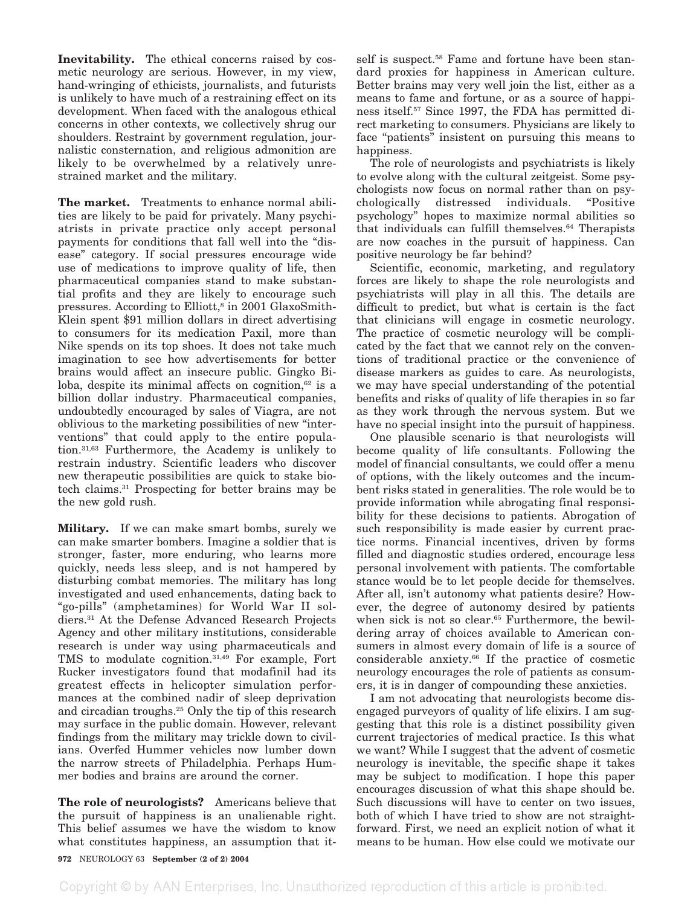**Inevitability.** The ethical concerns raised by cosmetic neurology are serious. However, in my view, hand-wringing of ethicists, journalists, and futurists is unlikely to have much of a restraining effect on its development. When faced with the analogous ethical concerns in other contexts, we collectively shrug our shoulders. Restraint by government regulation, journalistic consternation, and religious admonition are likely to be overwhelmed by a relatively unrestrained market and the military.

**The market.** Treatments to enhance normal abilities are likely to be paid for privately. Many psychiatrists in private practice only accept personal payments for conditions that fall well into the "disease" category. If social pressures encourage wide use of medications to improve quality of life, then pharmaceutical companies stand to make substantial profits and they are likely to encourage such pressures. According to Elliott,[8] in 2001 GlaxoSmithKlein spent $91 million dollars in direct advertising to consumers for its medication Paxil, more than Nike spends on its top shoes. It does not take much imagination to see how advertisements for better brains would affect an insecure public. Gingko Biloba, despite its minimal affects on cognition,[62] is a billion dollar industry. Pharmaceutical companies, undoubtedly encouraged by sales of Viagra, are not oblivious to the marketing possibilities of new "interventions" that could apply to the entire population.[31,63] Furthermore, the Academy is unlikely to restrain industry. Scientific leaders who discover new therapeutic possibilities are quick to stake biotech claims.[31] Prospecting for better brains may be the new gold rush.

**Military.** If we can make smart bombs, surely we can make smarter bombers. Imagine a soldier that is stronger, faster, more enduring, who learns more quickly, needs less sleep, and is not hampered by disturbing combat memories. The military has long investigated and used enhancements, dating back to "go-pills" (amphetamines) for World War II soldiers.[31] At the Defense Advanced Research Projects Agency and other military institutions, considerable research is under way using pharmaceuticals and TMS to modulate cognition.[31,49] For example, Fort Rucker investigators found that modafinil had its greatest effects in helicopter simulation performances at the combined nadir of sleep deprivation and circadian troughs.[25] Only the tip of this research may surface in the public domain. However, relevant findings from the military may trickle down to civilians. Overfed Hummer vehicles now lumber down the narrow streets of Philadelphia. Perhaps Hummer bodies and brains are around the corner.

**The role of neurologists?** Americans believe that the pursuit of happiness is an unalienable right. This belief assumes we have the wisdom to know what constitutes happiness, an assumption that itself is suspect.[58] Fame and fortune have been standard proxies for happiness in American culture. Better brains may very well join the list, either as a means to fame and fortune, or as a source of happiness itself.[57] Since 1997, the FDA has permitted direct marketing to consumers. Physicians are likely to face "patients" insistent on pursuing this means to happiness.

The role of neurologists and psychiatrists is likely to evolve along with the cultural zeitgeist. Some psychologists now focus on normal rather than on psychologically distressed individuals. "Positive psychology" hopes to maximize normal abilities so that individuals can fulfill themselves.[64] Therapists are now coaches in the pursuit of happiness. Can positive neurology be far behind?

Scientific, economic, marketing, and regulatory forces are likely to shape the role neurologists and psychiatrists will play in all this. The details are difficult to predict, but what is certain is the fact that clinicians will engage in cosmetic neurology. The practice of cosmetic neurology will be complicated by the fact that we cannot rely on the conventions of traditional practice or the convenience of disease markers as guides to care. As neurologists, we may have special understanding of the potential benefits and risks of quality of life therapies in so far as they work through the nervous system. But we have no special insight into the pursuit of happiness.

One plausible scenario is that neurologists will become quality of life consultants. Following the model of financial consultants, we could offer a menu of options, with the likely outcomes and the incumbent risks stated in generalities. The role would be to provide information while abrogating final responsibility for these decisions to patients. Abrogation of such responsibility is made easier by current practice norms. Financial incentives, driven by forms filled and diagnostic studies ordered, encourage less personal involvement with patients. The comfortable stance would be to let people decide for themselves. After all, isn't autonomy what patients desire? However, the degree of autonomy desired by patients when sick is not so clear.[65] Furthermore, the bewildering array of choices available to American consumers in almost every domain of life is a source of considerable anxiety.[66] If the practice of cosmetic neurology encourages the role of patients as consumers, it is in danger of compounding these anxieties.

I am not advocating that neurologists become disengaged purveyors of quality of life elixirs. I am suggesting that this role is a distinct possibility given current trajectories of medical practice. Is this what we want? While I suggest that the advent of cosmetic neurology is inevitable, the specific shape it takes may be subject to modification. I hope this paper encourages discussion of what this shape should be. Such discussions will have to center on two issues, both of which I have tried to show are not straightforward. First, we need an explicit notion of what it means to be human. How else could we motivate our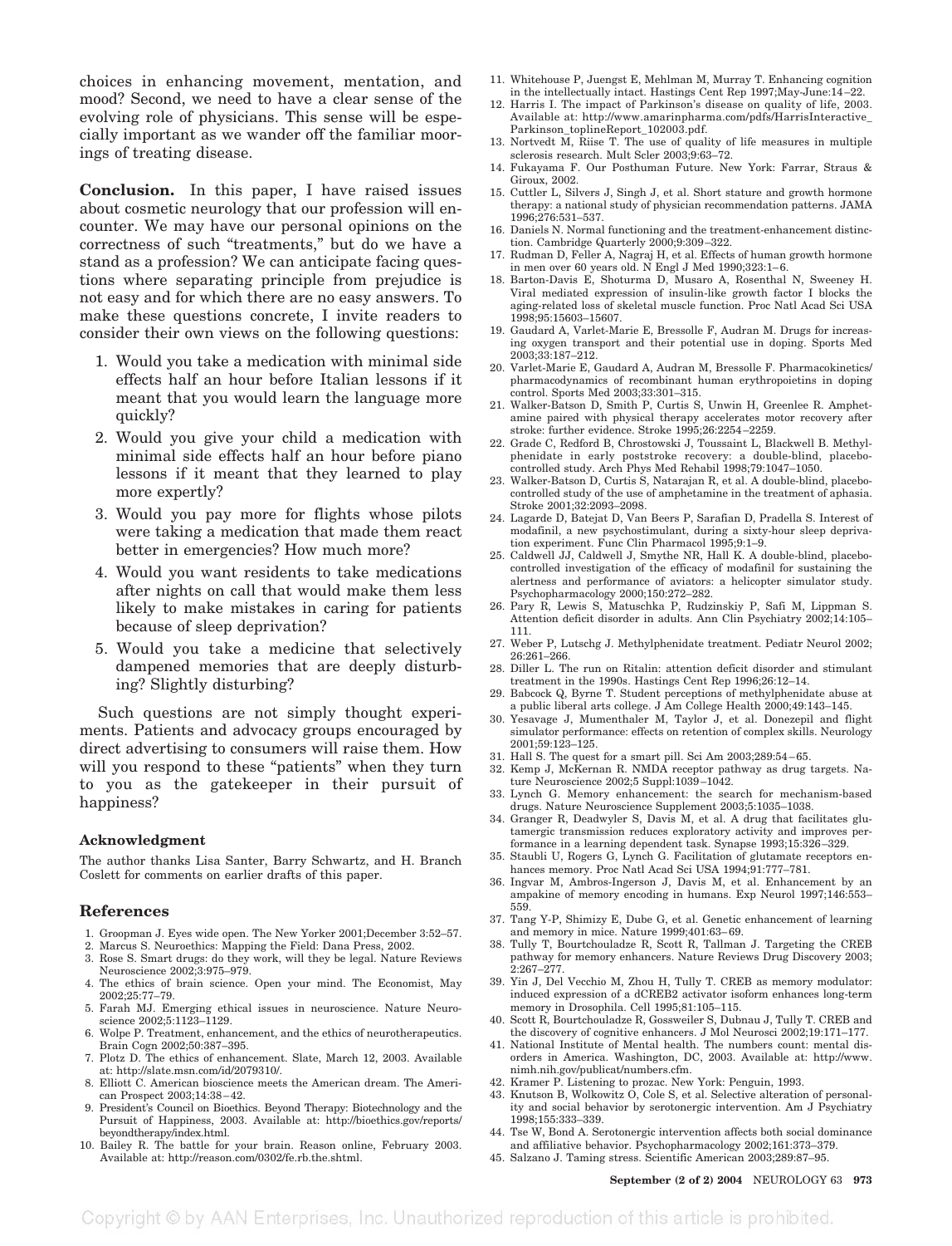choices in enhancing movement, mentation, and mood? Second, we need to have a clear sense of the evolving role of physicians. This sense will be especially important as we wander off the familiar moorings of treating disease.

**Conclusion.** In this paper, I have raised issues about cosmetic neurology that our profession will encounter. We may have our personal opinions on the correctness of such "treatments," but do we have a stand as a profession? We can anticipate facing questions where separating principle from prejudice is not easy and for which there are no easy answers. To make these questions concrete, I invite readers to consider their own views on the following questions:

1. Would you take a medication with minimal side effects half an hour before Italian lessons if it meant that you would learn the language more quickly?
2. Would you give your child a medication with minimal side effects half an hour before piano lessons if it meant that they learned to play more expertly?
3. Would you pay more for flights whose pilots were taking a medication that made them react better in emergencies? How much more?
4. Would you want residents to take medications after nights on call that would make them less likely to make mistakes in caring for patients because of sleep deprivation?
5. Would you take a medicine that selectively dampened memories that are deeply disturbing? Slightly disturbing?

Such questions are not simply thought experiments. Patients and advocacy groups encouraged by direct advertising to consumers will raise them. How will you respond to these "patients" when they turn to you as the gatekeeper in their pursuit of happiness?

### Acknowledgment

The author thanks Lisa Santer, Barry Schwartz, and H. Branch Coslett for comments on earlier drafts of this paper.

## References

1. Groopman J. Eyes wide open. The New Yorker 2001;December 3:52–57.
2. Marcus S. Neuroethics: Mapping the Field: Dana Press, 2002.
3. Rose S. Smart drugs: do they work, will they be legal. Nature Reviews Neuroscience 2002;3:975–979.
4. The ethics of brain science. Open your mind. The Economist, May 2002;25:77–79.
5. Farah MJ. Emerging ethical issues in neuroscience. Nature Neuroscience 2002;5:1123–1129.
6. Wolpe P. Treatment, enhancement, and the ethics of neurotherapeutics. Brain Cogn 2002;50:387–395.
7. Plotz D. The ethics of enhancement. Slate, March 12, 2003. Available at: http://slate.msn.com/id/2079310/.
8. Elliott C. American bioscience meets the American dream. The American Prospect 2003;14:38–42.
9. President's Council on Bioethics. Beyond Therapy: Biotechnology and the Pursuit of Happiness, 2003. Available at: http://bioethics.gov/reports/beyondtherapy/index.html.
10. Bailey R. The battle for your brain. Reason online, February 2003. Available at: http://reason.com/0302/fe.rb.the.shtml.
11. Whitehouse P, Juengst E, Mehlman M, Murray T. Enhancing cognition in the intellectually intact. Hastings Cent Rep 1997;May-June:14–22.
12. Harris I. The impact of Parkinson's disease on quality of life, 2003. Available at: http://www.amarinpharma.com/pdfs/HarrisInteractive_Parkinson_toplineReport_102003.pdf.
13. Nortvedt M, Riise T. The use of quality of life measures in multiple sclerosis research. Mult Scler 2003;9:63–72.
14. Fukayama F. Our Posthuman Future. New York: Farrar, Straus & Giroux, 2002.
15. Cuttler L, Silvers J, Singh J, et al. Short stature and growth hormone therapy: a national study of physician recommendation patterns. JAMA 1996;276:531–537.
16. Daniels N. Normal functioning and the treatment-enhancement distinction. Cambridge Quarterly 2000;9:309–322.
17. Rudman D, Feller A, Nagraj H, et al. Effects of human growth hormone in men over 60 years old. N Engl J Med 1990;323:1–6.
18. Barton-Davis E, Shoturma D, Musaro A, Rosenthal N, Sweeney H. Viral mediated expression of insulin-like growth factor I blocks the aging-related loss of skeletal muscle function. Proc Natl Acad Sci USA 1998;95:15603–15607.
19. Gaudard A, Varlet-Marie E, Bressolle F, Audran M. Drugs for increasing oxygen transport and their potential use in doping. Sports Med 2003;33:187–212.
20. Varlet-Marie E, Gaudard A, Audran M, Bressolle F. Pharmacokinetics/pharmacodynamics of recombinant human erythropoietins in doping control. Sports Med 2003;33:301–315.
21. Walker-Batson D, Smith P, Curtis S, Unwin H, Greenlee R. Amphetamine paired with physical therapy accelerates motor recovery after stroke: further evidence. Stroke 1995;26:2254–2259.
22. Grade C, Redford B, Chrostowski J, Toussaint L, Blackwell B. Methylphenidate in early poststroke recovery: a double-blind, placebo-controlled study. Arch Phys Med Rehabil 1998;79:1047–1050.
23. Walker-Batson D, Curtis S, Natarajan R, et al. A double-blind, placebo-controlled study of the use of amphetamine in the treatment of aphasia. Stroke 2001;32:2093–2098.
24. Lagarde D, Batejat D, Van Beers P, Sarafian D, Pradella S. Interest of modafinil, a new psychostimulant, during a sixty-hour sleep deprivation experiment. Func Clin Pharmacol 1995;9:1–9.
25. Caldwell JJ, Caldwell J, Smythe NR, Hall K. A double-blind, placebo-controlled investigation of the efficacy of modafinil for sustaining the alertness and performance of aviators: a helicopter simulator study. Psychopharmacology 2000;150:272–282.
26. Pary R, Lewis S, Matuschka P, Rudzinskiy P, Safi M, Lippman S. Attention deficit disorder in adults. Ann Clin Psychiatry 2002;14:105–111.
27. Weber P, Lutschg J. Methylphenidate treatment. Pediatr Neurol 2002;26:261–266.
28. Diller L. The run on Ritalin: attention deficit disorder and stimulant treatment in the 1990s. Hastings Cent Rep 1996;26:12–14.
29. Babcock Q, Byrne T. Student perceptions of methylphenidate abuse at a public liberal arts college. J Am College Health 2000;49:143–145.
30. Yesavage J, Mumenthaler M, Taylor J, et al. Donezepil and flight simulator performance: effects on retention of complex skills. Neurology 2001;59:123–125.
31. Hall S. The quest for a smart pill. Sci Am 2003;289:54–65.
32. Kemp J, McKernan R. NMDA receptor pathway as drug targets. Nature Neuroscience 2002;5 Suppl:1039–1042.
33. Lynch G. Memory enhancement: the search for mechanism-based drugs. Nature Neuroscience Supplement 2003;5:1035–1038.
34. Granger R, Deadwyler S, Davis M, et al. A drug that facilitates glutamergic transmission reduces exploratory activity and improves performance in a learning dependent task. Synapse 1993;15:326–329.
35. Staubli U, Rogers G, Lynch G. Facilitation of glutamate receptors enhances memory. Proc Natl Acad Sci USA 1994;91:777–781.
36. Ingvar M, Ambros-Ingerson J, Davis M, et al. Enhancement by an ampakine of memory encoding in humans. Exp Neurol 1997;146:553–559.
37. Tang Y-P, Shimizy E, Dube G, et al. Genetic enhancement of learning and memory in mice. Nature 1999;401:63–69.
38. Tully T, Bourtchouladze R, Scott R, Tallman J. Targeting the CREB pathway for memory enhancers. Nature Reviews Drug Discovery 2003;2:267–277.
39. Yin J, Del Vecchio M, Zhou H, Tully T. CREB as memory modulator: induced expression of a dCREB2 activator isoform enhances long-term memory in Drosophila. Cell 1995;81:105–115.
40. Scott R, Bourtchouladze R, Gossweiler S, Dubnau J, Tully T. CREB and the discovery of cognitive enhancers. J Mol Neurosci 2002;19:171–177.
41. National Institute of Mental health. The numbers count: mental disorders in America. Washington, DC, 2003. Available at: http://www.nimh.nih.gov/publicat/numbers.cfm.
42. Kramer P. Listening to prozac. New York: Penguin, 1993.
43. Knutson B, Wolkowitz O, Cole S, et al. Selective alteration of personality and social behavior by serotonergic intervention. Am J Psychiatry 1998;155:333–339.
44. Tse W, Bond A. Serotonergic intervention affects both social dominance and affiliative behavior. Psychopharmacology 2002;161:373–379.
45. Salzano J. Taming stress. Scientific American 2003;289:87–95.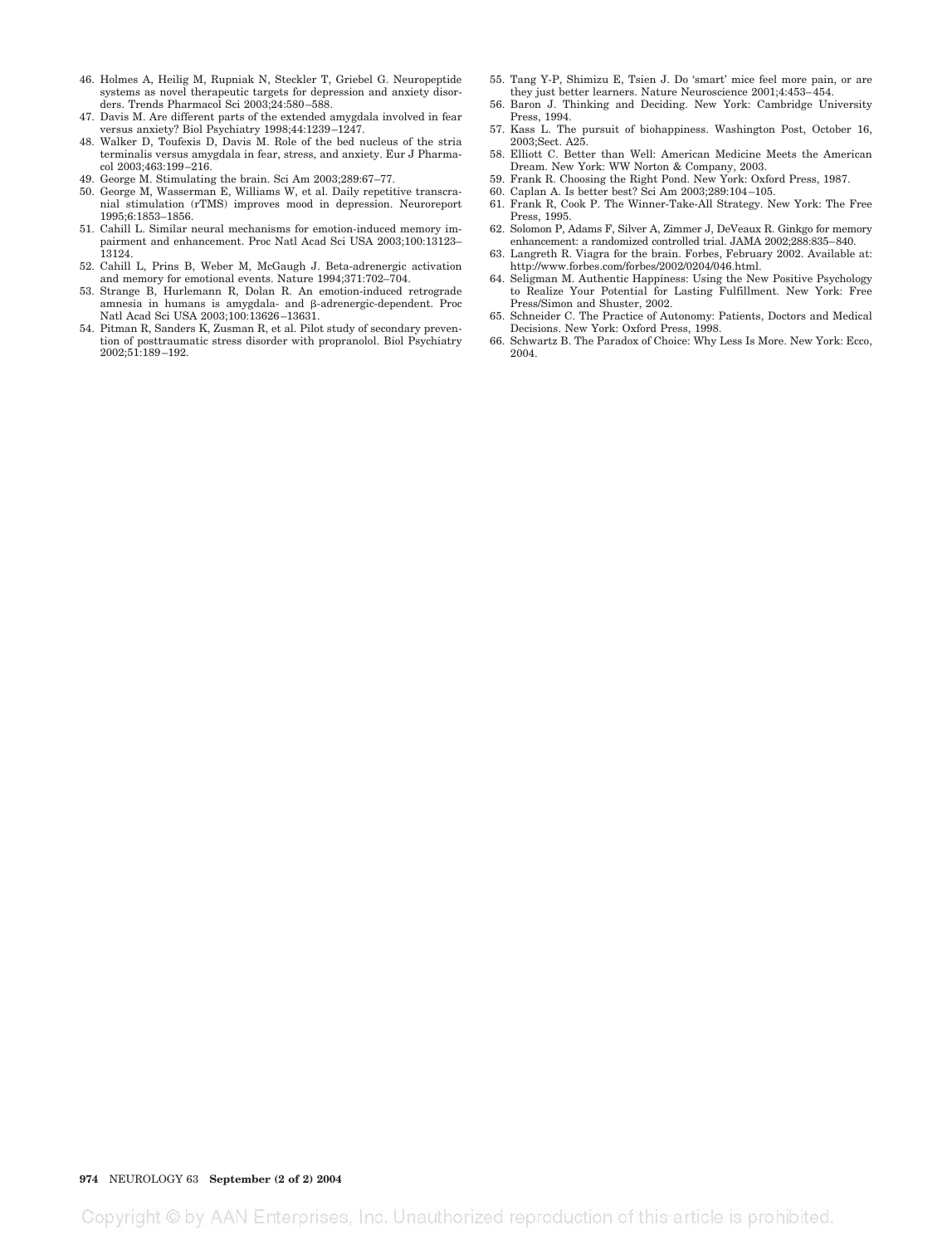46. Holmes A, Heilig M, Rupniak N, Steckler T, Griebel G. Neuropeptide systems as novel therapeutic targets for depression and anxiety disorders. Trends Pharmacol Sci 2003;24:580–588.
47. Davis M. Are different parts of the extended amygdala involved in fear versus anxiety? Biol Psychiatry 1998;44:1239–1247.
48. Walker D, Toufexis D, Davis M. Role of the bed nucleus of the stria terminalis versus amygdala in fear, stress, and anxiety. Eur J Pharmacol 2003;463:199–216.
49. George M. Stimulating the brain. Sci Am 2003;289:67–77.
50. George M, Wasserman E, Williams W, et al. Daily repetitive transcranial stimulation (rTMS) improves mood in depression. Neuroreport 1995;6:1853–1856.
51. Cahill L. Similar neural mechanisms for emotion-induced memory impairment and enhancement. Proc Natl Acad Sci USA 2003;100:13123–13124.
52. Cahill L, Prins B, Weber M, McGaugh J. Beta-adrenergic activation and memory for emotional events. Nature 1994;371:702–704.
53. Strange B, Hurlemann R, Dolan R. An emotion-induced retrograde amnesia in humans is amygdala- and β-adrenergic-dependent. Proc Natl Acad Sci USA 2003;100:13626–13631.
54. Pitman R, Sanders K, Zusman R, et al. Pilot study of secondary prevention of posttraumatic stress disorder with propranolol. Biol Psychiatry 2002;51:189–192.
55. Tang Y-P, Shimizu E, Tsien J. Do 'smart' mice feel more pain, or are they just better learners. Nature Neuroscience 2001;4:453–454.
56. Baron J. Thinking and Deciding. New York: Cambridge University Press, 1994.
57. Kass L. The pursuit of biohappiness. Washington Post, October 16, 2003;Sect. A25.
58. Elliott C. Better than Well: American Medicine Meets the American Dream. New York: WW Norton & Company, 2003.
59. Frank R. Choosing the Right Pond. New York: Oxford Press, 1987.
60. Caplan A. Is better best? Sci Am 2003;289:104–105.
61. Frank R, Cook P. The Winner-Take-All Strategy. New York: The Free Press, 1995.
62. Solomon P, Adams F, Silver A, Zimmer J, DeVeaux R. Ginkgo for memory enhancement: a randomized controlled trial. JAMA 2002;288:835–840.
63. Langreth R. Viagra for the brain. Forbes, February 2002. Available at: http://www.forbes.com/forbes/2002/0204/046.html.
64. Seligman M. Authentic Happiness: Using the New Positive Psychology to Realize Your Potential for Lasting Fulfillment. New York: Free Press/Simon and Shuster, 2002.
65. Schneider C. The Practice of Autonomy: Patients, Doctors and Medical Decisions. New York: Oxford Press, 1998.
66. Schwartz B. The Paradox of Choice: Why Less Is More. New York: Ecco, 2004.